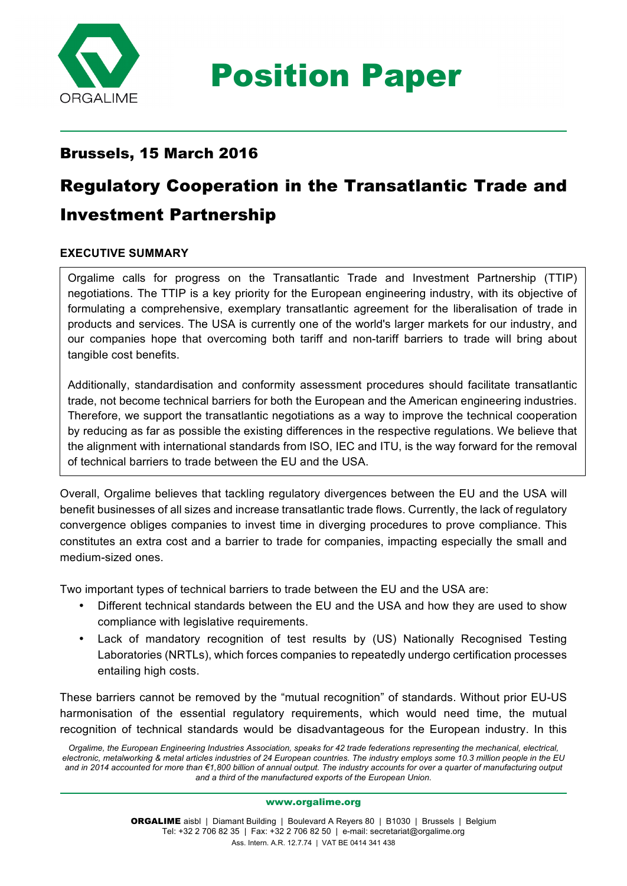# Position Paper

## Brussels, 15 March 2016

## Regulatory Cooperation in the Transatlantic Trade and Investment Partnership

**EXECUTIVE SUMMARY**

Orgalime calls for progress on the Transatlantic Trade and Investment Partnership (TTIP) negotiations. The TTIP is a key priority for the European engineering industry, with its objective of formulating a comprehensive, exemplary transatlantic agreement for the liberalisation of trade in products and services. The USA is currently one of the world's larger markets for our industry, and our companies hope that overcoming both tariff and non-tariff barriers to trade will bring about tangible cost benefits.

Additionally, standardisation and conformity assessment procedures should facilitate transatlantic trade, not become technical barriers for both the European and the American engineering industries. Therefore, we support the transatlantic negotiations as a way to improve the technical cooperation by reducing as far as possible the existing differences in the respective regulations. We believe that the alignment with international standards from ISO, IEC and ITU, is the way forward for the removal of technical barriers to trade between the EU and the USA.

Overall, Orgalime believes that tackling regulatory divergences between the EU and the USA will benefit businesses of all sizes and increase transatlantic trade flows. Currently, the lack of regulatory convergence obliges companies to invest time in diverging procedures to prove compliance. This constitutes an extra cost and a barrier to trade for companies, impacting especially the small and medium-sized ones.

Two important types of technical barriers to trade between the EU and the USA are:

- Different technical standards between the EU and the USA and how they are used to show compliance with legislative requirements.
- Lack of mandatory recognition of test results by (US) Nationally Recognised Testing Laboratories (NRTLs), which forces companies to repeatedly undergo certification processes entailing high costs.

These barriers cannot be removed by the "mutual recognition" of standards. Without prior EU-US harmonisation of the essential regulatory requirements, which would need time, the mutual recognition of technical standards would be disadvantageous for the European industry. In this

*Orgalime, the European Engineering Industries Association, speaks for 42 trade federations representing the mechanical, electrical, electronic, metalworking & metal articles industries of 24 European countries. The industry employs some 10.3 million people in the EU and in 2014 accounted for more than €1,800 billion of annual output. The industry accounts for over a quarter of manufacturing output and a third of the manufactured exports of the European Union.*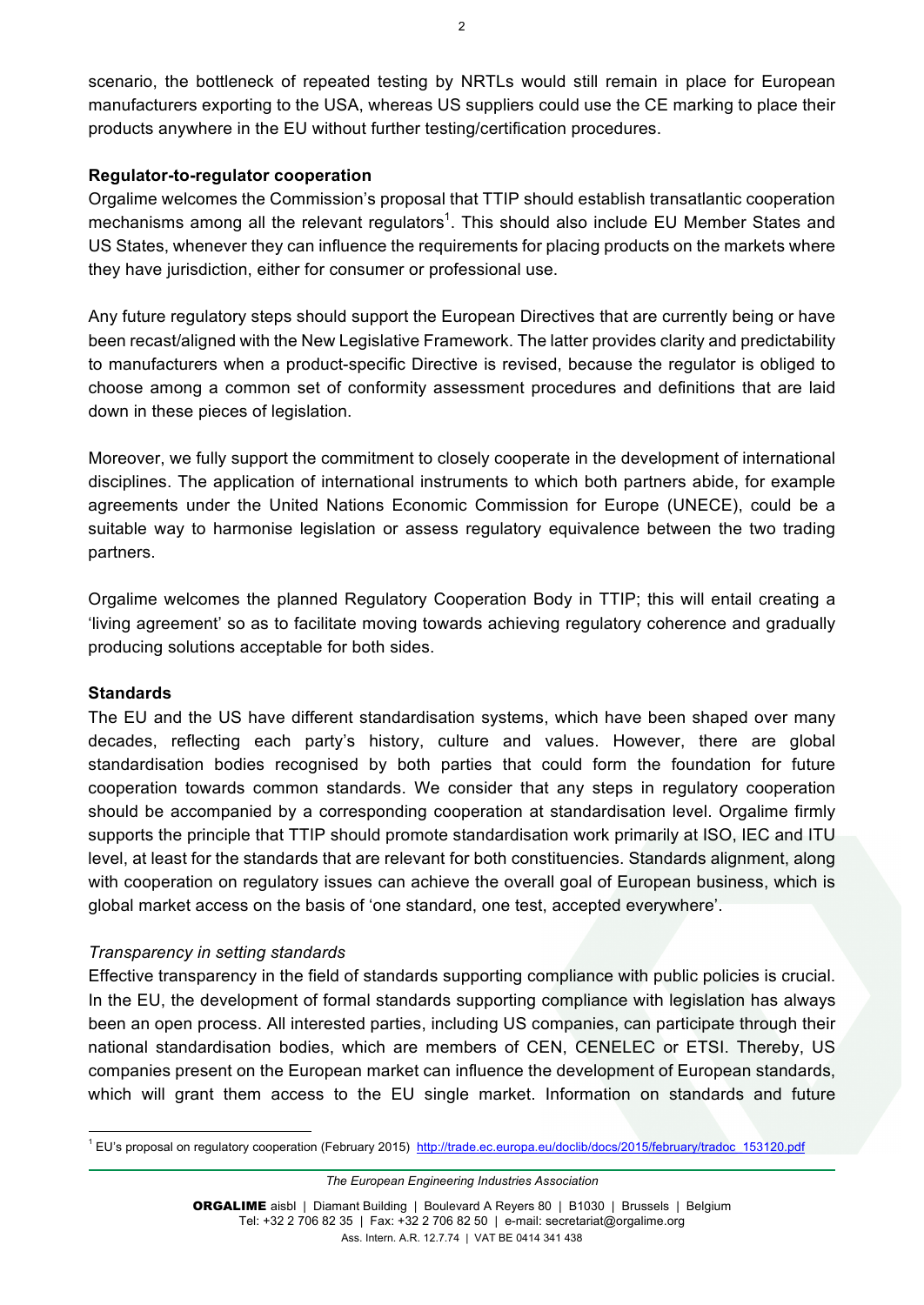scenario, the bottleneck of repeated testing by NRTLs would still remain in place for European manufacturers exporting to the USA, whereas US suppliers could use the CE marking to place their products anywhere in the EU without further testing/certification procedures.

**Regulator-to-regulator cooperation**

Orgalime welcomes the Commission's proposal that TTIP should establish transatlantic cooperation mechanisms among all the relevant regulators[1]. This should also include EU Member States and US States, whenever they can influence the requirements for placing products on the markets where they have jurisdiction, either for consumer or professional use.

Any future regulatory steps should support the European Directives that are currently being or have been recast/aligned with the New Legislative Framework. The latter provides clarity and predictability to manufacturers when a product-specific Directive is revised, because the regulator is obliged to choose among a common set of conformity assessment procedures and definitions that are laid down in these pieces of legislation.

Moreover, we fully support the commitment to closely cooperate in the development of international disciplines. The application of international instruments to which both partners abide, for example agreements under the United Nations Economic Commission for Europe (UNECE), could be a suitable way to harmonise legislation or assess regulatory equivalence between the two trading partners.

Orgalime welcomes the planned Regulatory Cooperation Body in TTIP; this will entail creating a 'living agreement' so as to facilitate moving towards achieving regulatory coherence and gradually producing solutions acceptable for both sides.

**Standards**

The EU and the US have different standardisation systems, which have been shaped over many decades, reflecting each party's history, culture and values. However, there are global standardisation bodies recognised by both parties that could form the foundation for future cooperation towards common standards. We consider that any steps in regulatory cooperation should be accompanied by a corresponding cooperation at standardisation level. Orgalime firmly supports the principle that TTIP should promote standardisation work primarily at ISO, IEC and ITU level, at least for the standards that are relevant for both constituencies. Standards alignment, along with cooperation on regulatory issues can achieve the overall goal of European business, which is global market access on the basis of 'one standard, one test, accepted everywhere'.

*Transparency in setting standards*

Effective transparency in the field of standards supporting compliance with public policies is crucial. In the EU, the development of formal standards supporting compliance with legislation has always been an open process. All interested parties, including US companies, can participate through their national standardisation bodies, which are members of CEN, CENELEC or ETSI. Thereby, US companies present on the European market can influence the development of European standards, which will grant them access to the EU single market. Information on standards and future

[1] EU's proposal on regulatory cooperation (February 2015) http://trade.ec.europa.eu/doclib/docs/2015/february/tradoc_153120.pdf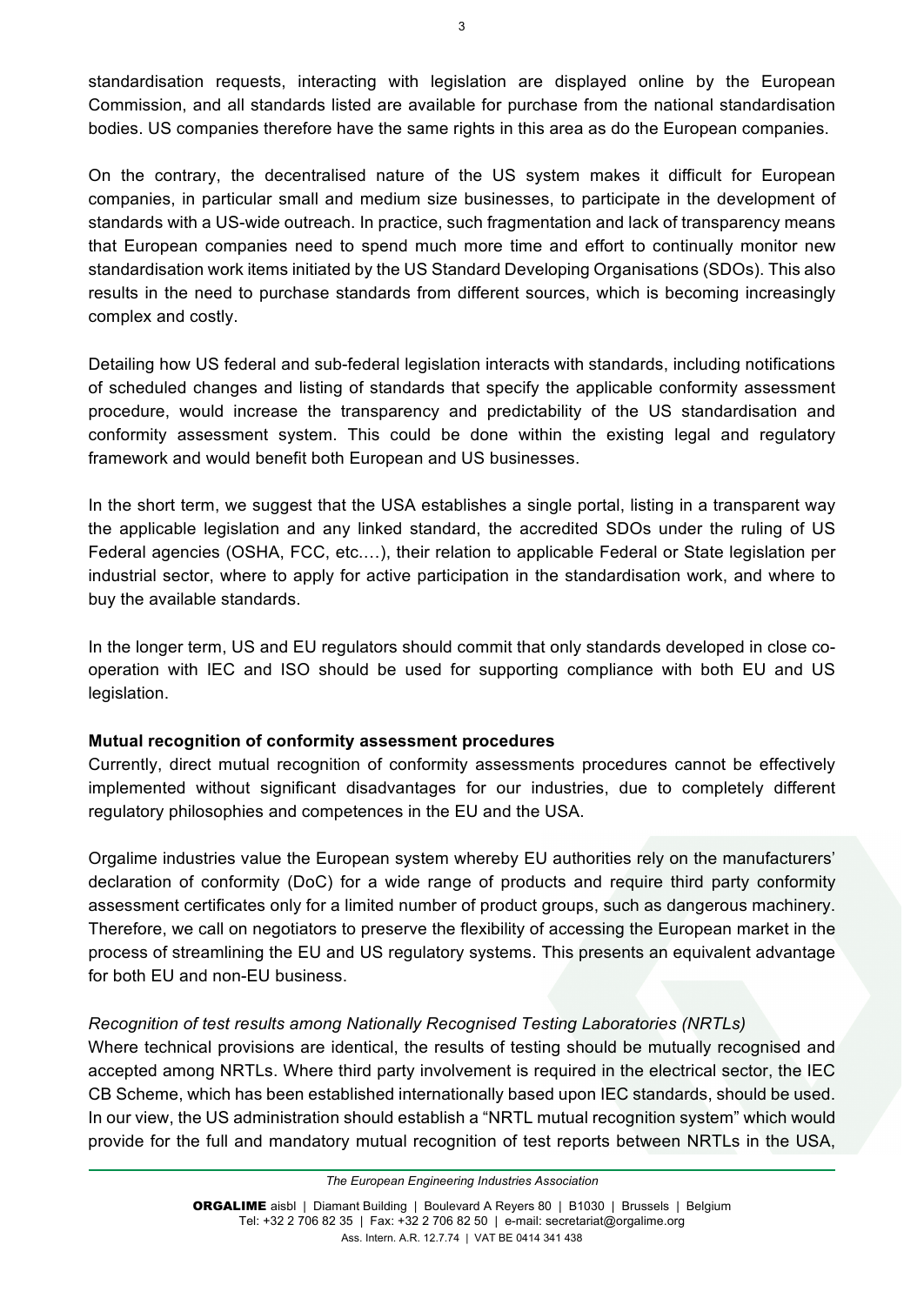standardisation requests, interacting with legislation are displayed online by the European Commission, and all standards listed are available for purchase from the national standardisation bodies. US companies therefore have the same rights in this area as do the European companies.

On the contrary, the decentralised nature of the US system makes it difficult for European companies, in particular small and medium size businesses, to participate in the development of standards with a US-wide outreach. In practice, such fragmentation and lack of transparency means that European companies need to spend much more time and effort to continually monitor new standardisation work items initiated by the US Standard Developing Organisations (SDOs). This also results in the need to purchase standards from different sources, which is becoming increasingly complex and costly.

Detailing how US federal and sub-federal legislation interacts with standards, including notifications of scheduled changes and listing of standards that specify the applicable conformity assessment procedure, would increase the transparency and predictability of the US standardisation and conformity assessment system. This could be done within the existing legal and regulatory framework and would benefit both European and US businesses.

In the short term, we suggest that the USA establishes a single portal, listing in a transparent way the applicable legislation and any linked standard, the accredited SDOs under the ruling of US Federal agencies (OSHA, FCC, etc.…), their relation to applicable Federal or State legislation per industrial sector, where to apply for active participation in the standardisation work, and where to buy the available standards.

In the longer term, US and EU regulators should commit that only standards developed in close co-operation with IEC and ISO should be used for supporting compliance with both EU and US legislation.

**Mutual recognition of conformity assessment procedures**

Currently, direct mutual recognition of conformity assessments procedures cannot be effectively implemented without significant disadvantages for our industries, due to completely different regulatory philosophies and competences in the EU and the USA.

Orgalime industries value the European system whereby EU authorities rely on the manufacturers' declaration of conformity (DoC) for a wide range of products and require third party conformity assessment certificates only for a limited number of product groups, such as dangerous machinery. Therefore, we call on negotiators to preserve the flexibility of accessing the European market in the process of streamlining the EU and US regulatory systems. This presents an equivalent advantage for both EU and non-EU business.

*Recognition of test results among Nationally Recognised Testing Laboratories (NRTLs)*

Where technical provisions are identical, the results of testing should be mutually recognised and accepted among NRTLs. Where third party involvement is required in the electrical sector, the IEC CB Scheme, which has been established internationally based upon IEC standards, should be used. In our view, the US administration should establish a "NRTL mutual recognition system" which would provide for the full and mandatory mutual recognition of test reports between NRTLs in the USA,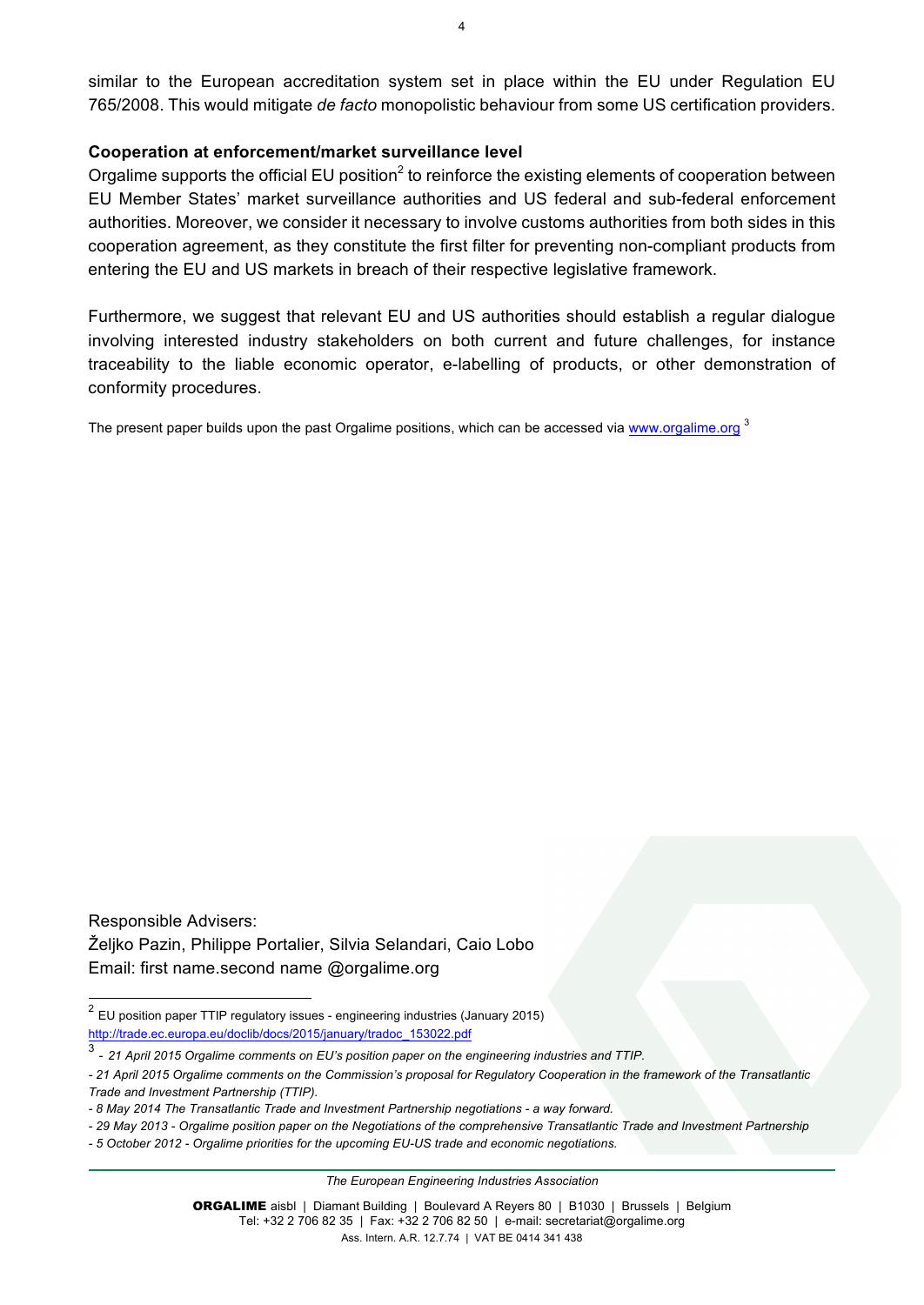similar to the European accreditation system set in place within the EU under Regulation EU 765/2008. This would mitigate *de facto* monopolistic behaviour from some US certification providers.

**Cooperation at enforcement/market surveillance level**

Orgalime supports the official EU position[2] to reinforce the existing elements of cooperation between EU Member States' market surveillance authorities and US federal and sub-federal enforcement authorities. Moreover, we consider it necessary to involve customs authorities from both sides in this cooperation agreement, as they constitute the first filter for preventing non-compliant products from entering the EU and US markets in breach of their respective legislative framework.

Furthermore, we suggest that relevant EU and US authorities should establish a regular dialogue involving interested industry stakeholders on both current and future challenges, for instance traceability to the liable economic operator, e-labelling of products, or other demonstration of conformity procedures.

The present paper builds upon the past Orgalime positions, which can be accessed via www.orgalime.org [3]

Responsible Advisers:
Željko Pazin, Philippe Portalier, Silvia Selandari, Caio Lobo
Email: first name.second name @orgalime.org

[2] EU position paper TTIP regulatory issues - engineering industries (January 2015) http://trade.ec.europa.eu/doclib/docs/2015/january/tradoc_153022.pdf

[3] *- 21 April 2015 Orgalime comments on EU's position paper on the engineering industries and TTIP.*
*- 21 April 2015 Orgalime comments on the Commission's proposal for Regulatory Cooperation in the framework of the Transatlantic Trade and Investment Partnership (TTIP).*
*- 8 May 2014 The Transatlantic Trade and Investment Partnership negotiations - a way forward.*
*- 29 May 2013 - Orgalime position paper on the Negotiations of the comprehensive Transatlantic Trade and Investment Partnership*
*- 5 October 2012 - Orgalime priorities for the upcoming EU-US trade and economic negotiations.*